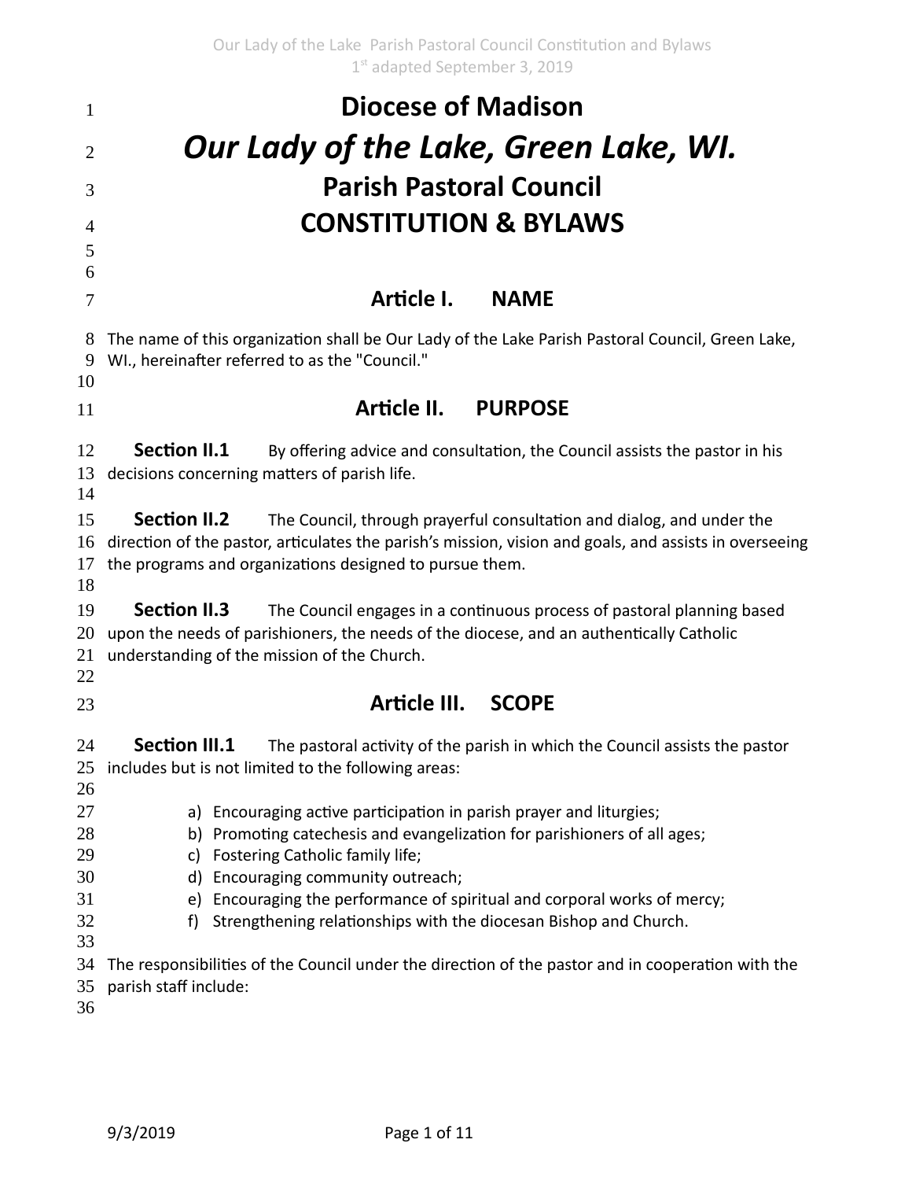# Diocese of Madison

# *Our Lady of the Lake, Green Lake, WI.*

## Parish Pastoral Council

## CONSTITUTION & BYLAWS

## Article I. NAME

The name of this organization shall be Our Lady of the Lake Parish Pastoral Council, Green Lake, WI., hereinafter referred to as the "Council."

## Article II. PURPOSE

**Section II.1** By offering advice and consultation, the Council assists the pastor in his decisions concerning matters of parish life.

**Section II.2** The Council, through prayerful consultation and dialog, and under the direction of the pastor, articulates the parish's mission, vision and goals, and assists in overseeing the programs and organizations designed to pursue them.

**Section II.3** The Council engages in a continuous process of pastoral planning based upon the needs of parishioners, the needs of the diocese, and an authentically Catholic understanding of the mission of the Church.

## Article III. SCOPE

**Section III.1** The pastoral activity of the parish in which the Council assists the pastor includes but is not limited to the following areas:

a) Encouraging active participation in parish prayer and liturgies;
b) Promoting catechesis and evangelization for parishioners of all ages;
c) Fostering Catholic family life;
d) Encouraging community outreach;
e) Encouraging the performance of spiritual and corporal works of mercy;
f) Strengthening relationships with the diocesan Bishop and Church.

The responsibilities of the Council under the direction of the pastor and in cooperation with the parish staff include: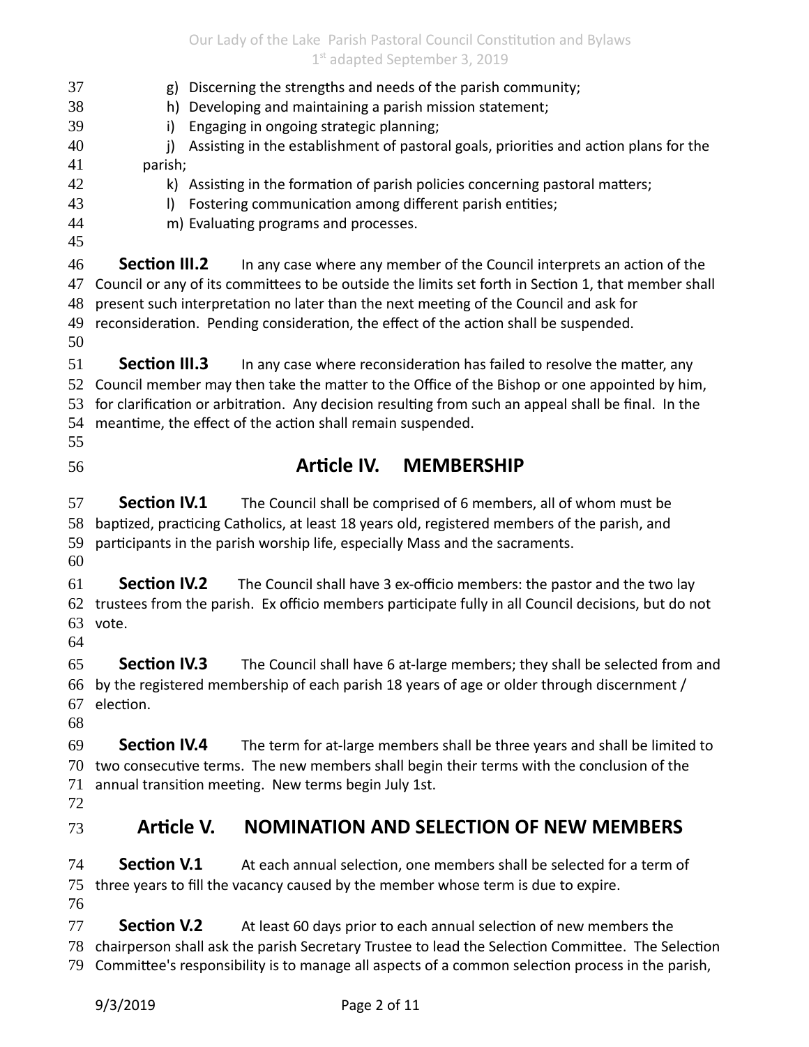g) Discerning the strengths and needs of the parish community;
h) Developing and maintaining a parish mission statement;
i) Engaging in ongoing strategic planning;
j) Assisting in the establishment of pastoral goals, priorities and action plans for the parish;
k) Assisting in the formation of parish policies concerning pastoral matters;
l) Fostering communication among different parish entities;
m) Evaluating programs and processes.

**Section III.2** In any case where any member of the Council interprets an action of the Council or any of its committees to be outside the limits set forth in Section 1, that member shall present such interpretation no later than the next meeting of the Council and ask for reconsideration. Pending consideration, the effect of the action shall be suspended.

**Section III.3** In any case where reconsideration has failed to resolve the matter, any Council member may then take the matter to the Office of the Bishop or one appointed by him, for clarification or arbitration. Any decision resulting from such an appeal shall be final. In the meantime, the effect of the action shall remain suspended.

## Article IV. MEMBERSHIP

**Section IV.1** The Council shall be comprised of 6 members, all of whom must be baptized, practicing Catholics, at least 18 years old, registered members of the parish, and participants in the parish worship life, especially Mass and the sacraments.

**Section IV.2** The Council shall have 3 ex-officio members: the pastor and the two lay trustees from the parish. Ex officio members participate fully in all Council decisions, but do not vote.

**Section IV.3** The Council shall have 6 at-large members; they shall be selected from and by the registered membership of each parish 18 years of age or older through discernment / election.

**Section IV.4** The term for at-large members shall be three years and shall be limited to two consecutive terms. The new members shall begin their terms with the conclusion of the annual transition meeting. New terms begin July 1st.

## Article V. NOMINATION AND SELECTION OF NEW MEMBERS

**Section V.1** At each annual selection, one members shall be selected for a term of three years to fill the vacancy caused by the member whose term is due to expire.

**Section V.2** At least 60 days prior to each annual selection of new members the chairperson shall ask the parish Secretary Trustee to lead the Selection Committee. The Selection Committee's responsibility is to manage all aspects of a common selection process in the parish,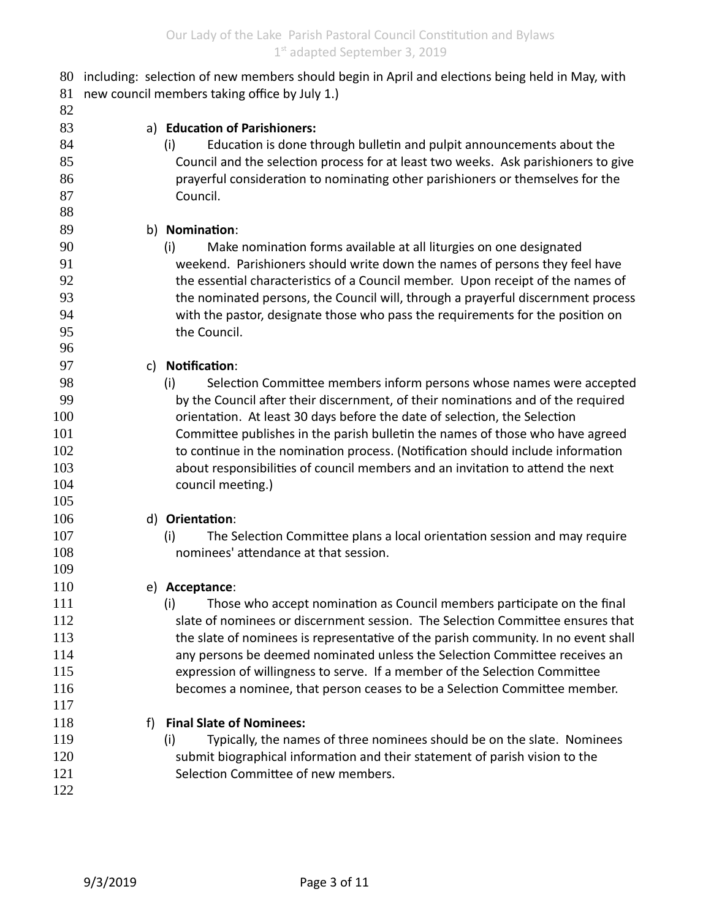including: selection of new members should begin in April and elections being held in May, with new council members taking office by July 1.)

a) **Education of Parishioners:**

(i) Education is done through bulletin and pulpit announcements about the Council and the selection process for at least two weeks. Ask parishioners to give prayerful consideration to nominating other parishioners or themselves for the Council.

b) **Nomination**:

(i) Make nomination forms available at all liturgies on one designated weekend. Parishioners should write down the names of persons they feel have the essential characteristics of a Council member. Upon receipt of the names of the nominated persons, the Council will, through a prayerful discernment process with the pastor, designate those who pass the requirements for the position on the Council.

c) **Notification**:

(i) Selection Committee members inform persons whose names were accepted by the Council after their discernment, of their nominations and of the required orientation. At least 30 days before the date of selection, the Selection Committee publishes in the parish bulletin the names of those who have agreed to continue in the nomination process. (Notification should include information about responsibilities of council members and an invitation to attend the next council meeting.)

d) **Orientation**:

(i) The Selection Committee plans a local orientation session and may require nominees' attendance at that session.

e) **Acceptance**:

(i) Those who accept nomination as Council members participate on the final slate of nominees or discernment session. The Selection Committee ensures that the slate of nominees is representative of the parish community. In no event shall any persons be deemed nominated unless the Selection Committee receives an expression of willingness to serve. If a member of the Selection Committee becomes a nominee, that person ceases to be a Selection Committee member.

f) **Final Slate of Nominees:**

(i) Typically, the names of three nominees should be on the slate. Nominees submit biographical information and their statement of parish vision to the Selection Committee of new members.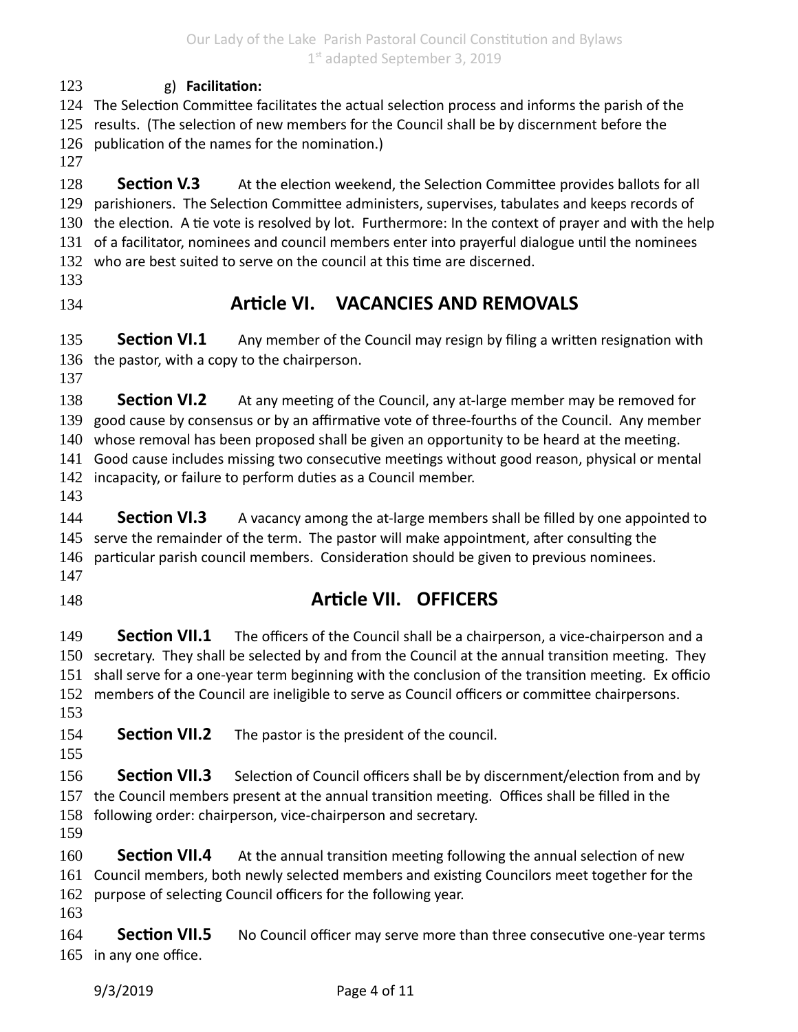g) **Facilitation:**

The Selection Committee facilitates the actual selection process and informs the parish of the results. (The selection of new members for the Council shall be by discernment before the publication of the names for the nomination.)

**Section V.3** At the election weekend, the Selection Committee provides ballots for all parishioners. The Selection Committee administers, supervises, tabulates and keeps records of the election. A tie vote is resolved by lot. Furthermore: In the context of prayer and with the help of a facilitator, nominees and council members enter into prayerful dialogue until the nominees who are best suited to serve on the council at this time are discerned.

## Article VI. VACANCIES AND REMOVALS

**Section VI.1** Any member of the Council may resign by filing a written resignation with the pastor, with a copy to the chairperson.

**Section VI.2** At any meeting of the Council, any at-large member may be removed for good cause by consensus or by an affirmative vote of three-fourths of the Council. Any member whose removal has been proposed shall be given an opportunity to be heard at the meeting. Good cause includes missing two consecutive meetings without good reason, physical or mental incapacity, or failure to perform duties as a Council member.

**Section VI.3** A vacancy among the at-large members shall be filled by one appointed to serve the remainder of the term. The pastor will make appointment, after consulting the particular parish council members. Consideration should be given to previous nominees.

## Article VII. OFFICERS

**Section VII.1** The officers of the Council shall be a chairperson, a vice-chairperson and a secretary. They shall be selected by and from the Council at the annual transition meeting. They shall serve for a one-year term beginning with the conclusion of the transition meeting. Ex officio members of the Council are ineligible to serve as Council officers or committee chairpersons.

**Section VII.2** The pastor is the president of the council.

**Section VII.3** Selection of Council officers shall be by discernment/election from and by the Council members present at the annual transition meeting. Offices shall be filled in the following order: chairperson, vice-chairperson and secretary.

**Section VII.4** At the annual transition meeting following the annual selection of new Council members, both newly selected members and existing Councilors meet together for the purpose of selecting Council officers for the following year.

**Section VII.5** No Council officer may serve more than three consecutive one-year terms in any one office.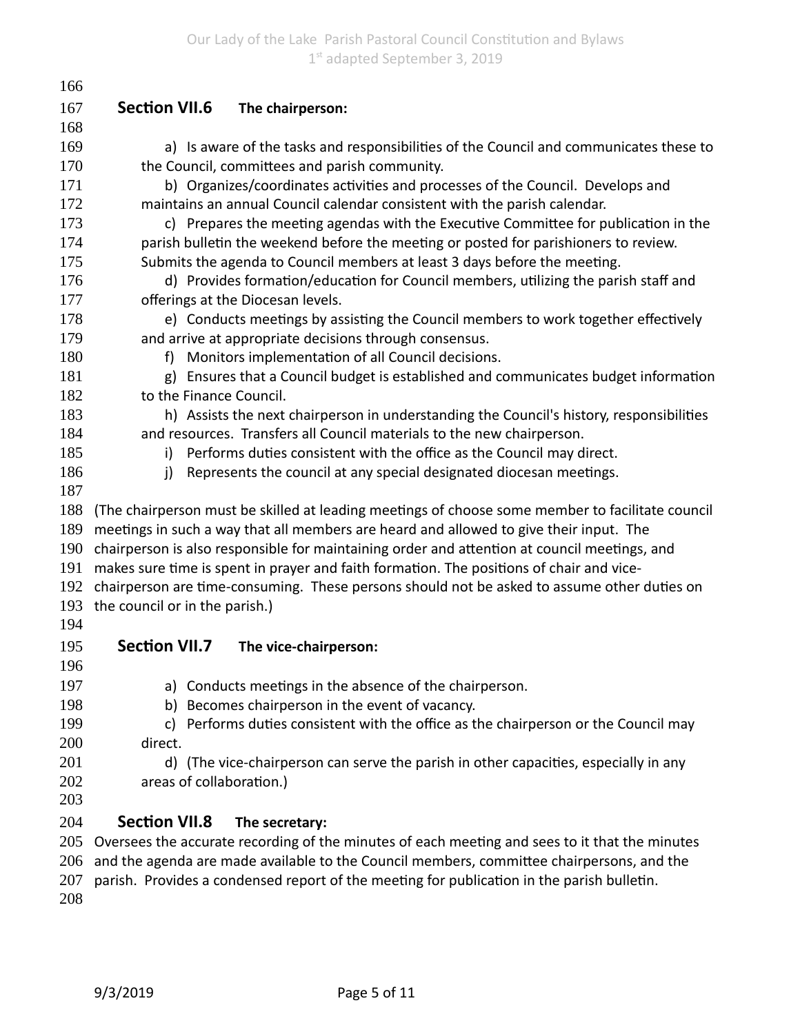### Section VII.6 The chairperson:

a) Is aware of the tasks and responsibilities of the Council and communicates these to the Council, committees and parish community.

b) Organizes/coordinates activities and processes of the Council. Develops and maintains an annual Council calendar consistent with the parish calendar.

c) Prepares the meeting agendas with the Executive Committee for publication in the parish bulletin the weekend before the meeting or posted for parishioners to review. Submits the agenda to Council members at least 3 days before the meeting.

d) Provides formation/education for Council members, utilizing the parish staff and offerings at the Diocesan levels.

e) Conducts meetings by assisting the Council members to work together effectively and arrive at appropriate decisions through consensus.

f) Monitors implementation of all Council decisions.

g) Ensures that a Council budget is established and communicates budget information to the Finance Council.

h) Assists the next chairperson in understanding the Council's history, responsibilities and resources. Transfers all Council materials to the new chairperson.

i) Performs duties consistent with the office as the Council may direct.

j) Represents the council at any special designated diocesan meetings.

(The chairperson must be skilled at leading meetings of choose some member to facilitate council meetings in such a way that all members are heard and allowed to give their input. The chairperson is also responsible for maintaining order and attention at council meetings, and makes sure time is spent in prayer and faith formation. The positions of chair and vice-chairperson are time-consuming. These persons should not be asked to assume other duties on the council or in the parish.)

### Section VII.7 The vice-chairperson:

a) Conducts meetings in the absence of the chairperson.

b) Becomes chairperson in the event of vacancy.

c) Performs duties consistent with the office as the chairperson or the Council may direct.

d) (The vice-chairperson can serve the parish in other capacities, especially in any areas of collaboration.)

### Section VII.8 The secretary:

Oversees the accurate recording of the minutes of each meeting and sees to it that the minutes and the agenda are made available to the Council members, committee chairpersons, and the parish. Provides a condensed report of the meeting for publication in the parish bulletin.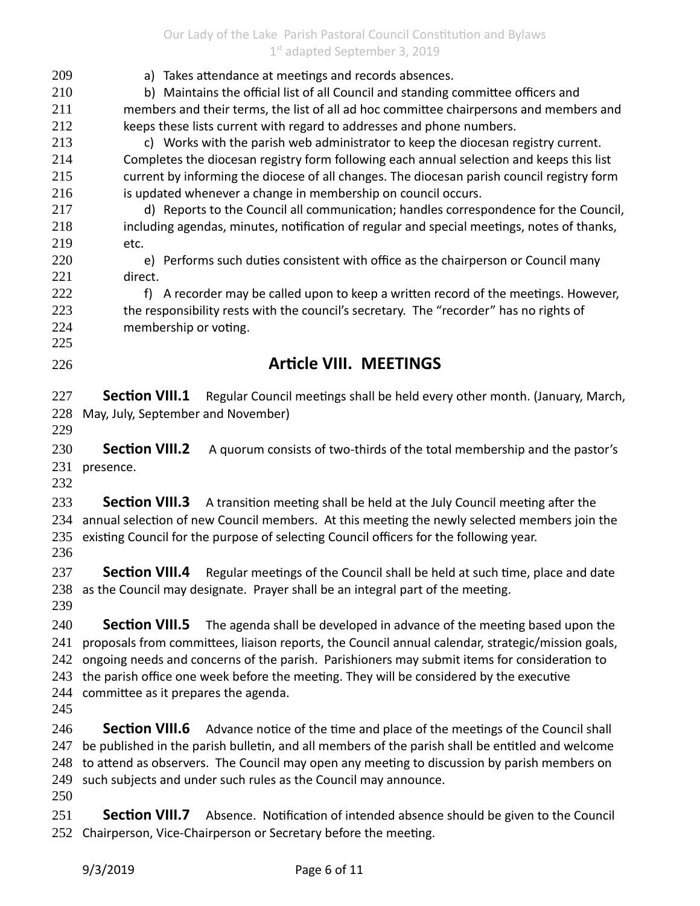a) Takes attendance at meetings and records absences.

b) Maintains the official list of all Council and standing committee officers and members and their terms, the list of all ad hoc committee chairpersons and members and keeps these lists current with regard to addresses and phone numbers.

c) Works with the parish web administrator to keep the diocesan registry current. Completes the diocesan registry form following each annual selection and keeps this list current by informing the diocese of all changes. The diocesan parish council registry form is updated whenever a change in membership on council occurs.

d) Reports to the Council all communication; handles correspondence for the Council, including agendas, minutes, notification of regular and special meetings, notes of thanks, etc.

e) Performs such duties consistent with office as the chairperson or Council many direct.

f) A recorder may be called upon to keep a written record of the meetings. However, the responsibility rests with the council's secretary. The "recorder" has no rights of membership or voting.

## Article VIII. MEETINGS

**Section VIII.1** Regular Council meetings shall be held every other month. (January, March, May, July, September and November)

**Section VIII.2** A quorum consists of two-thirds of the total membership and the pastor's presence.

**Section VIII.3** A transition meeting shall be held at the July Council meeting after the annual selection of new Council members. At this meeting the newly selected members join the existing Council for the purpose of selecting Council officers for the following year.

**Section VIII.4** Regular meetings of the Council shall be held at such time, place and date as the Council may designate. Prayer shall be an integral part of the meeting.

**Section VIII.5** The agenda shall be developed in advance of the meeting based upon the proposals from committees, liaison reports, the Council annual calendar, strategic/mission goals, ongoing needs and concerns of the parish. Parishioners may submit items for consideration to the parish office one week before the meeting. They will be considered by the executive committee as it prepares the agenda.

**Section VIII.6** Advance notice of the time and place of the meetings of the Council shall be published in the parish bulletin, and all members of the parish shall be entitled and welcome to attend as observers. The Council may open any meeting to discussion by parish members on such subjects and under such rules as the Council may announce.

**Section VIII.7** Absence. Notification of intended absence should be given to the Council Chairperson, Vice-Chairperson or Secretary before the meeting.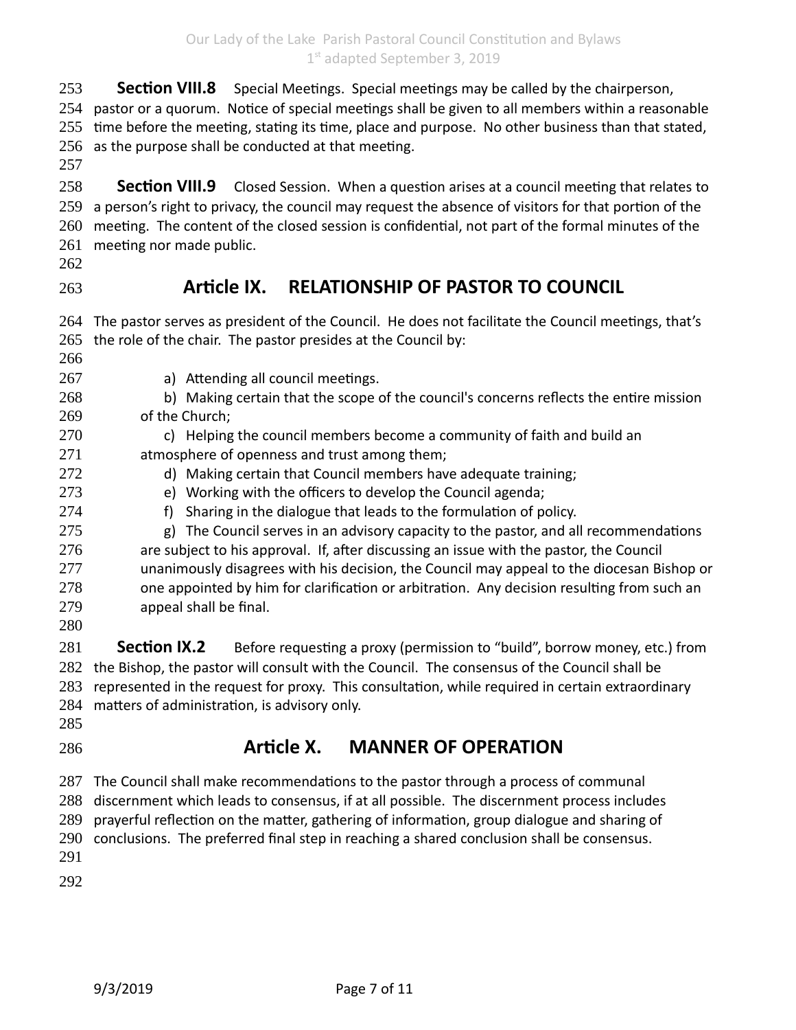**Section VIII.8** Special Meetings. Special meetings may be called by the chairperson, pastor or a quorum. Notice of special meetings shall be given to all members within a reasonable time before the meeting, stating its time, place and purpose. No other business than that stated, as the purpose shall be conducted at that meeting.

**Section VIII.9** Closed Session. When a question arises at a council meeting that relates to a person's right to privacy, the council may request the absence of visitors for that portion of the meeting. The content of the closed session is confidential, not part of the formal minutes of the meeting nor made public.

## Article IX. RELATIONSHIP OF PASTOR TO COUNCIL

The pastor serves as president of the Council. He does not facilitate the Council meetings, that's the role of the chair. The pastor presides at the Council by:

a) Attending all council meetings.
b) Making certain that the scope of the council's concerns reflects the entire mission of the Church;
c) Helping the council members become a community of faith and build an atmosphere of openness and trust among them;
d) Making certain that Council members have adequate training;
e) Working with the officers to develop the Council agenda;
f) Sharing in the dialogue that leads to the formulation of policy.
g) The Council serves in an advisory capacity to the pastor, and all recommendations are subject to his approval. If, after discussing an issue with the pastor, the Council unanimously disagrees with his decision, the Council may appeal to the diocesan Bishop or one appointed by him for clarification or arbitration. Any decision resulting from such an appeal shall be final.

**Section IX.2** Before requesting a proxy (permission to "build", borrow money, etc.) from the Bishop, the pastor will consult with the Council. The consensus of the Council shall be represented in the request for proxy. This consultation, while required in certain extraordinary matters of administration, is advisory only.

## Article X. MANNER OF OPERATION

The Council shall make recommendations to the pastor through a process of communal discernment which leads to consensus, if at all possible. The discernment process includes prayerful reflection on the matter, gathering of information, group dialogue and sharing of conclusions. The preferred final step in reaching a shared conclusion shall be consensus.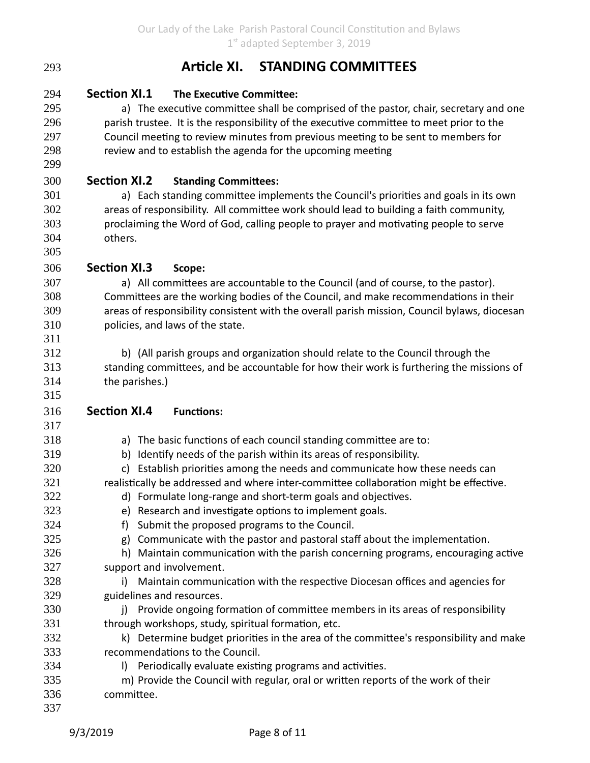# Article XI. STANDING COMMITTEES

## Section XI.1 The Executive Committee:

a) The executive committee shall be comprised of the pastor, chair, secretary and one parish trustee. It is the responsibility of the executive committee to meet prior to the Council meeting to review minutes from previous meeting to be sent to members for review and to establish the agenda for the upcoming meeting

## Section XI.2 Standing Committees:

a) Each standing committee implements the Council's priorities and goals in its own areas of responsibility. All committee work should lead to building a faith community, proclaiming the Word of God, calling people to prayer and motivating people to serve others.

## Section XI.3 Scope:

a) All committees are accountable to the Council (and of course, to the pastor). Committees are the working bodies of the Council, and make recommendations in their areas of responsibility consistent with the overall parish mission, Council bylaws, diocesan policies, and laws of the state.

b) (All parish groups and organization should relate to the Council through the standing committees, and be accountable for how their work is furthering the missions of the parishes.)

## Section XI.4 Functions:

a) The basic functions of each council standing committee are to:

b) Identify needs of the parish within its areas of responsibility.

c) Establish priorities among the needs and communicate how these needs can realistically be addressed and where inter-committee collaboration might be effective.

d) Formulate long-range and short-term goals and objectives.

e) Research and investigate options to implement goals.

f) Submit the proposed programs to the Council.

g) Communicate with the pastor and pastoral staff about the implementation.

h) Maintain communication with the parish concerning programs, encouraging active support and involvement.

i) Maintain communication with the respective Diocesan offices and agencies for guidelines and resources.

j) Provide ongoing formation of committee members in its areas of responsibility through workshops, study, spiritual formation, etc.

k) Determine budget priorities in the area of the committee's responsibility and make recommendations to the Council.

l) Periodically evaluate existing programs and activities.

m) Provide the Council with regular, oral or written reports of the work of their committee.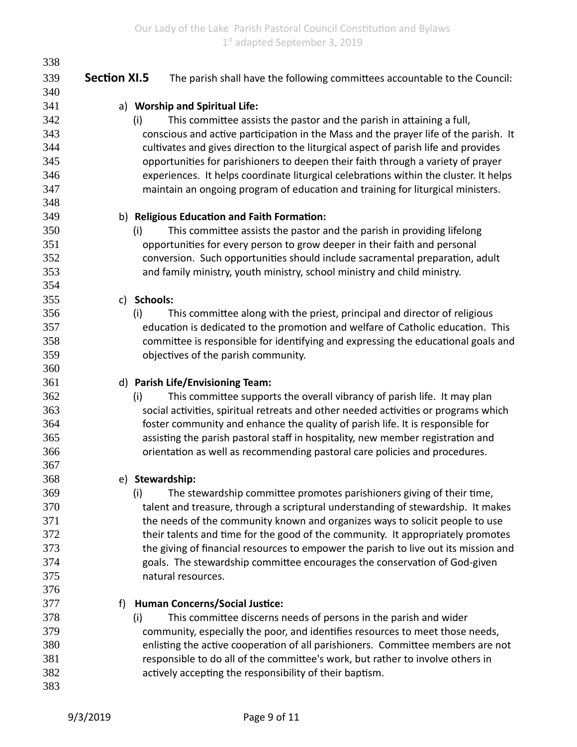**Section XI.5** The parish shall have the following committees accountable to the Council:

a) **Worship and Spiritual Life:**

(i) This committee assists the pastor and the parish in attaining a full, conscious and active participation in the Mass and the prayer life of the parish. It cultivates and gives direction to the liturgical aspect of parish life and provides opportunities for parishioners to deepen their faith through a variety of prayer experiences. It helps coordinate liturgical celebrations within the cluster. It helps maintain an ongoing program of education and training for liturgical ministers.

b) **Religious Education and Faith Formation:**

(i) This committee assists the pastor and the parish in providing lifelong opportunities for every person to grow deeper in their faith and personal conversion. Such opportunities should include sacramental preparation, adult and family ministry, youth ministry, school ministry and child ministry.

c) **Schools:**

(i) This committee along with the priest, principal and director of religious education is dedicated to the promotion and welfare of Catholic education. This committee is responsible for identifying and expressing the educational goals and objectives of the parish community.

d) **Parish Life/Envisioning Team:**

(i) This committee supports the overall vibrancy of parish life. It may plan social activities, spiritual retreats and other needed activities or programs which foster community and enhance the quality of parish life. It is responsible for assisting the parish pastoral staff in hospitality, new member registration and orientation as well as recommending pastoral care policies and procedures.

e) **Stewardship:**

(i) The stewardship committee promotes parishioners giving of their time, talent and treasure, through a scriptural understanding of stewardship. It makes the needs of the community known and organizes ways to solicit people to use their talents and time for the good of the community. It appropriately promotes the giving of financial resources to empower the parish to live out its mission and goals. The stewardship committee encourages the conservation of God-given natural resources.

f) **Human Concerns/Social Justice:**

(i) This committee discerns needs of persons in the parish and wider community, especially the poor, and identifies resources to meet those needs, enlisting the active cooperation of all parishioners. Committee members are not responsible to do all of the committee's work, but rather to involve others in actively accepting the responsibility of their baptism.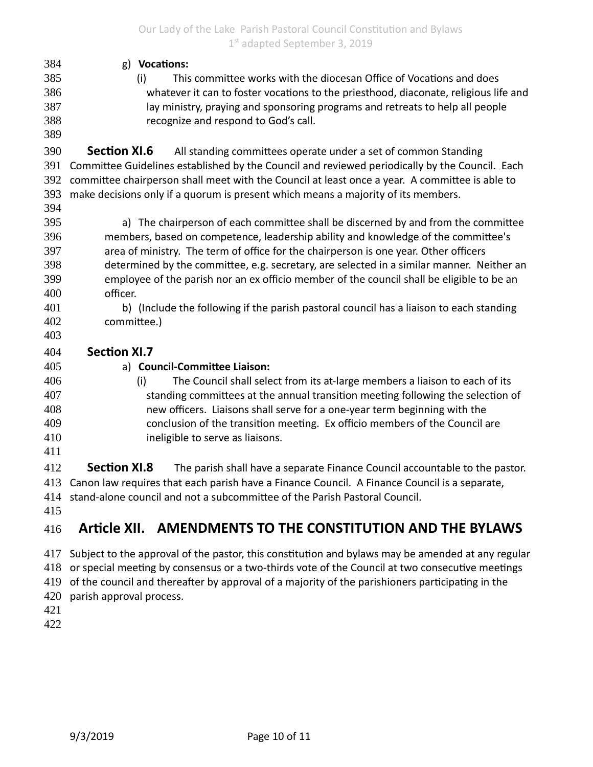g) **Vocations:**

(i) This committee works with the diocesan Office of Vocations and does whatever it can to foster vocations to the priesthood, diaconate, religious life and lay ministry, praying and sponsoring programs and retreats to help all people recognize and respond to God's call.

**Section XI.6** All standing committees operate under a set of common Standing Committee Guidelines established by the Council and reviewed periodically by the Council. Each committee chairperson shall meet with the Council at least once a year. A committee is able to make decisions only if a quorum is present which means a majority of its members.

a) The chairperson of each committee shall be discerned by and from the committee members, based on competence, leadership ability and knowledge of the committee's area of ministry. The term of office for the chairperson is one year. Other officers determined by the committee, e.g. secretary, are selected in a similar manner. Neither an employee of the parish nor an ex officio member of the council shall be eligible to be an officer.

b) (Include the following if the parish pastoral council has a liaison to each standing committee.)

**Section XI.7**

a) **Council-Committee Liaison:**

(i) The Council shall select from its at-large members a liaison to each of its standing committees at the annual transition meeting following the selection of new officers. Liaisons shall serve for a one-year term beginning with the conclusion of the transition meeting. Ex officio members of the Council are ineligible to serve as liaisons.

**Section XI.8** The parish shall have a separate Finance Council accountable to the pastor. Canon law requires that each parish have a Finance Council. A Finance Council is a separate, stand-alone council and not a subcommittee of the Parish Pastoral Council.

## Article XII. AMENDMENTS TO THE CONSTITUTION AND THE BYLAWS

Subject to the approval of the pastor, this constitution and bylaws may be amended at any regular or special meeting by consensus or a two-thirds vote of the Council at two consecutive meetings of the council and thereafter by approval of a majority of the parishioners participating in the parish approval process.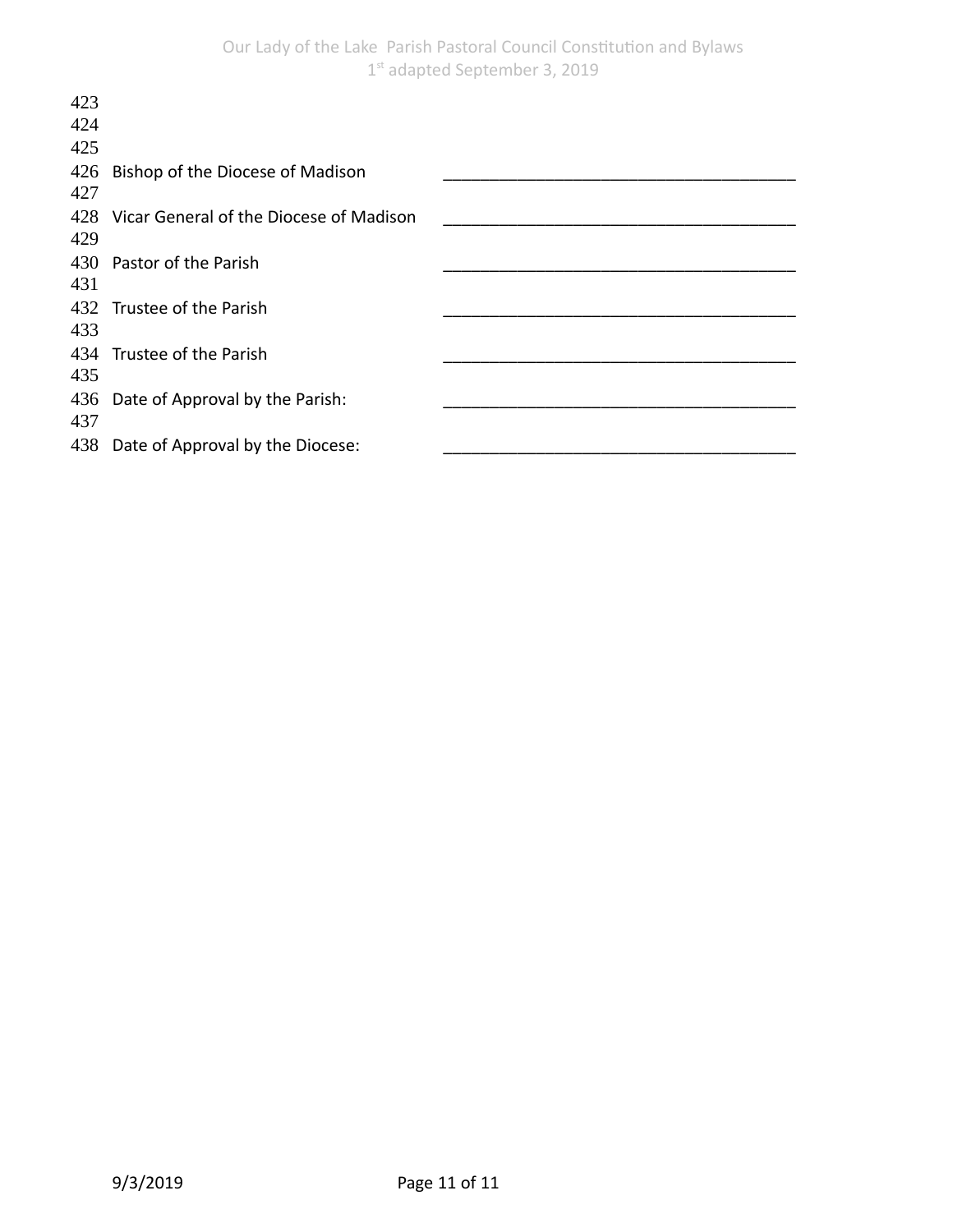Bishop of the Diocese of Madison ______________________________________

Vicar General of the Diocese of Madison ______________________________________

Pastor of the Parish ______________________________________

Trustee of the Parish ______________________________________

Trustee of the Parish ______________________________________

Date of Approval by the Parish: ______________________________________

Date of Approval by the Diocese: ______________________________________